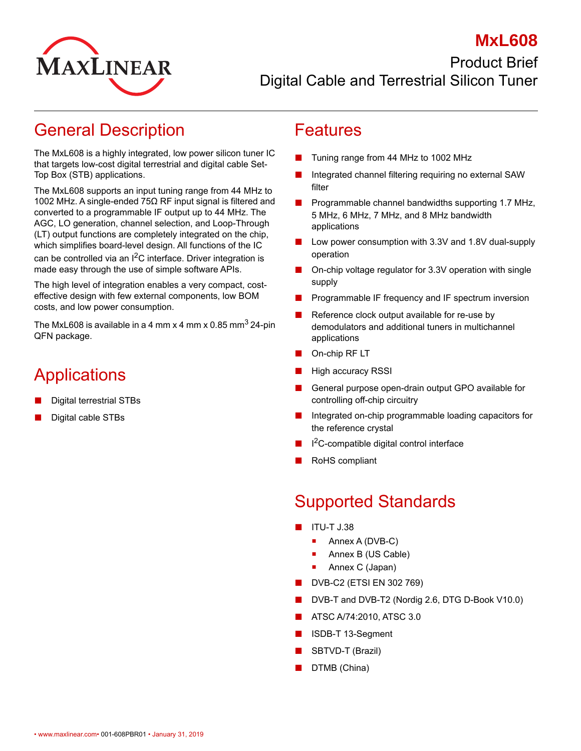# MxL608

## Product Brief
## Digital Cable and Terrestrial Silicon Tuner

## General Description

The MxL608 is a highly integrated, low power silicon tuner IC that targets low-cost digital terrestrial and digital cable Set-Top Box (STB) applications.

The MxL608 supports an input tuning range from 44 MHz to 1002 MHz. A single-ended 75Ω RF input signal is filtered and converted to a programmable IF output up to 44 MHz. The AGC, LO generation, channel selection, and Loop-Through (LT) output functions are completely integrated on the chip, which simplifies board-level design. All functions of the IC can be controlled via an $I^2C$ interface. Driver integration is made easy through the use of simple software APIs.

The high level of integration enables a very compact, cost-effective design with few external components, low BOM costs, and low power consumption.

The MxL608 is available in a 4 mm x 4 mm x 0.85 $mm^3$ 24-pin QFN package.

## Applications

- Digital terrestrial STBs
- Digital cable STBs

## Features

- Tuning range from 44 MHz to 1002 MHz
- Integrated channel filtering requiring no external SAW filter
- Programmable channel bandwidths supporting 1.7 MHz, 5 MHz, 6 MHz, 7 MHz, and 8 MHz bandwidth applications
- Low power consumption with 3.3V and 1.8V dual-supply operation
- On-chip voltage regulator for 3.3V operation with single supply
- Programmable IF frequency and IF spectrum inversion
- Reference clock output available for re-use by demodulators and additional tuners in multichannel applications
- On-chip RF LT
- High accuracy RSSI
- General purpose open-drain output GPO available for controlling off-chip circuitry
- Integrated on-chip programmable loading capacitors for the reference crystal
- $I^2C$-compatible digital control interface
- RoHS compliant

## Supported Standards

- ITU-T J.38
  - Annex A (DVB-C)
  - Annex B (US Cable)
  - Annex C (Japan)
- DVB-C2 (ETSI EN 302 769)
- DVB-T and DVB-T2 (Nordig 2.6, DTG D-Book V10.0)
- ATSC A/74:2010, ATSC 3.0
- ISDB-T 13-Segment
- SBTVD-T (Brazil)
- DTMB (China)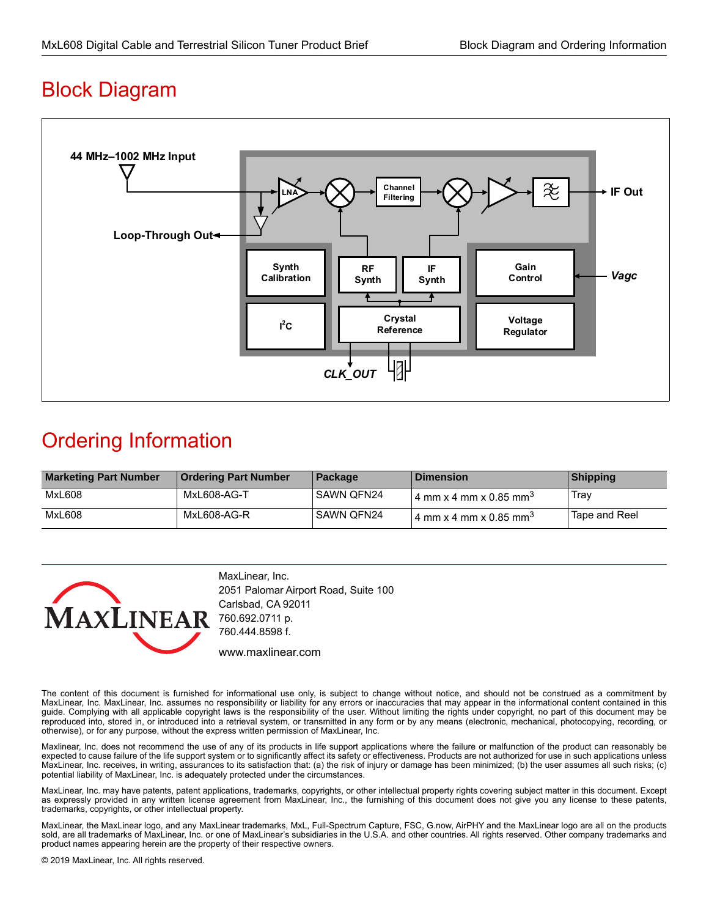# Block Diagram

44 MHz–1002 MHz Input

LNA

Channel Filtering

IF Out

Loop-Through Out

Synth Calibration

RF Synth

IF Synth

Gain Control

*Vagc*

I²C

Crystal Reference

Voltage Regulator

*CLK_OUT*

# Ordering Information

| Marketing Part Number | Ordering Part Number | Package | Dimension | Shipping |
|---|---|---|---|---|
| MxL608 | MxL608-AG-T | SAWN QFN24 | 4 mm x 4 mm x 0.85 mm$^3$ | Tray |
| MxL608 | MxL608-AG-R | SAWN QFN24 | 4 mm x 4 mm x 0.85 mm$^3$ | Tape and Reel |

MAXLINEAR

MaxLinear, Inc.
2051 Palomar Airport Road, Suite 100
Carlsbad, CA 92011
760.692.0711 p.
760.444.8598 f.

www.maxlinear.com

The content of this document is furnished for informational use only, is subject to change without notice, and should not be construed as a commitment by MaxLinear, Inc. MaxLinear, Inc. assumes no responsibility or liability for any errors or inaccuracies that may appear in the informational content contained in this guide. Complying with all applicable copyright laws is the responsibility of the user. Without limiting the rights under copyright, no part of this document may be reproduced into, stored in, or introduced into a retrieval system, or transmitted in any form or by any means (electronic, mechanical, photocopying, recording, or otherwise), or for any purpose, without the express written permission of MaxLinear, Inc.

Maxlinear, Inc. does not recommend the use of any of its products in life support applications where the failure or malfunction of the product can reasonably be expected to cause failure of the life support system or to significantly affect its safety or effectiveness. Products are not authorized for use in such applications unless MaxLinear, Inc. receives, in writing, assurances to its satisfaction that: (a) the risk of injury or damage has been minimized; (b) the user assumes all such risks; (c) potential liability of MaxLinear, Inc. is adequately protected under the circumstances.

MaxLinear, Inc. may have patents, patent applications, trademarks, copyrights, or other intellectual property rights covering subject matter in this document. Except as expressly provided in any written license agreement from MaxLinear, Inc., the furnishing of this document does not give you any license to these patents, trademarks, copyrights, or other intellectual property.

MaxLinear, the MaxLinear logo, and any MaxLinear trademarks, MxL, Full-Spectrum Capture, FSC, G.now, AirPHY and the MaxLinear logo are all on the products sold, are all trademarks of MaxLinear, Inc. or one of MaxLinear's subsidiaries in the U.S.A. and other countries. All rights reserved. Other company trademarks and product names appearing herein are the property of their respective owners.

© 2019 MaxLinear, Inc. All rights reserved.